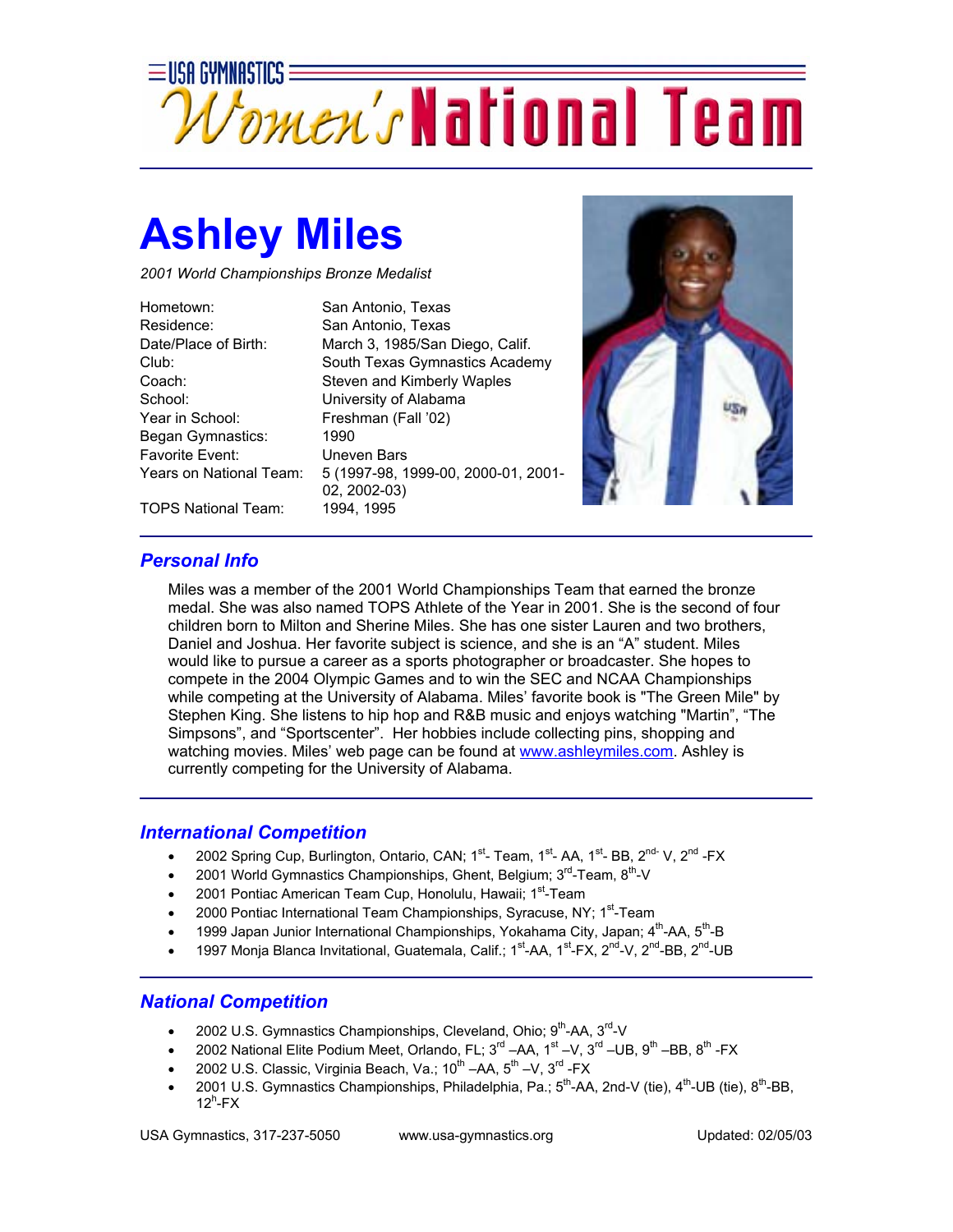USA GYMNASTICS Women's National Team

# Ashley Miles

*2001 World Championships Bronze Medalist*

| | |
|---|---|
| Hometown: | San Antonio, Texas |
| Residence: | San Antonio, Texas |
| Date/Place of Birth: | March 3, 1985/San Diego, Calif. |
| Club: | South Texas Gymnastics Academy |
| Coach: | Steven and Kimberly Waples |
| School: | University of Alabama |
| Year in School: | Freshman (Fall '02) |
| Began Gymnastics: | 1990 |
| Favorite Event: | Uneven Bars |
| Years on National Team: | 5 (1997-98, 1999-00, 2000-01, 2001-02, 2002-03) |
| TOPS National Team: | 1994, 1995 |

## *Personal Info*

Miles was a member of the 2001 World Championships Team that earned the bronze medal. She was also named TOPS Athlete of the Year in 2001. She is the second of four children born to Milton and Sherine Miles. She has one sister Lauren and two brothers, Daniel and Joshua. Her favorite subject is science, and she is an "A" student. Miles would like to pursue a career as a sports photographer or broadcaster. She hopes to compete in the 2004 Olympic Games and to win the SEC and NCAA Championships while competing at the University of Alabama. Miles' favorite book is "The Green Mile" by Stephen King. She listens to hip hop and R&B music and enjoys watching "Martin", "The Simpsons", and "Sportscenter". Her hobbies include collecting pins, shopping and watching movies. Miles' web page can be found at www.ashleymiles.com. Ashley is currently competing for the University of Alabama.

## *International Competition*

- 2002 Spring Cup, Burlington, Ontario, CAN; 1st- Team, 1st- AA, 1st- BB, 2nd- V, 2nd -FX
- 2001 World Gymnastics Championships, Ghent, Belgium; 3rd-Team, 8th-V
- 2001 Pontiac American Team Cup, Honolulu, Hawaii; 1st-Team
- 2000 Pontiac International Team Championships, Syracuse, NY; 1st-Team
- 1999 Japan Junior International Championships, Yokahama City, Japan; 4th-AA, 5th-B
- 1997 Monja Blanca Invitational, Guatemala, Calif.; 1st-AA, 1st-FX, 2nd-V, 2nd-BB, 2nd-UB

## *National Competition*

- 2002 U.S. Gymnastics Championships, Cleveland, Ohio; 9th-AA, 3rd-V
- 2002 National Elite Podium Meet, Orlando, FL; 3rd –AA, 1st –V, 3rd –UB, 9th –BB, 8th -FX
- 2002 U.S. Classic, Virginia Beach, Va.; 10th –AA, 5th –V, 3rd -FX
- 2001 U.S. Gymnastics Championships, Philadelphia, Pa.; 5th-AA, 2nd-V (tie), 4th-UB (tie), 8th-BB, 12h-FX

USA Gymnastics, 317-237-5050 www.usa-gymnastics.org Updated: 02/05/03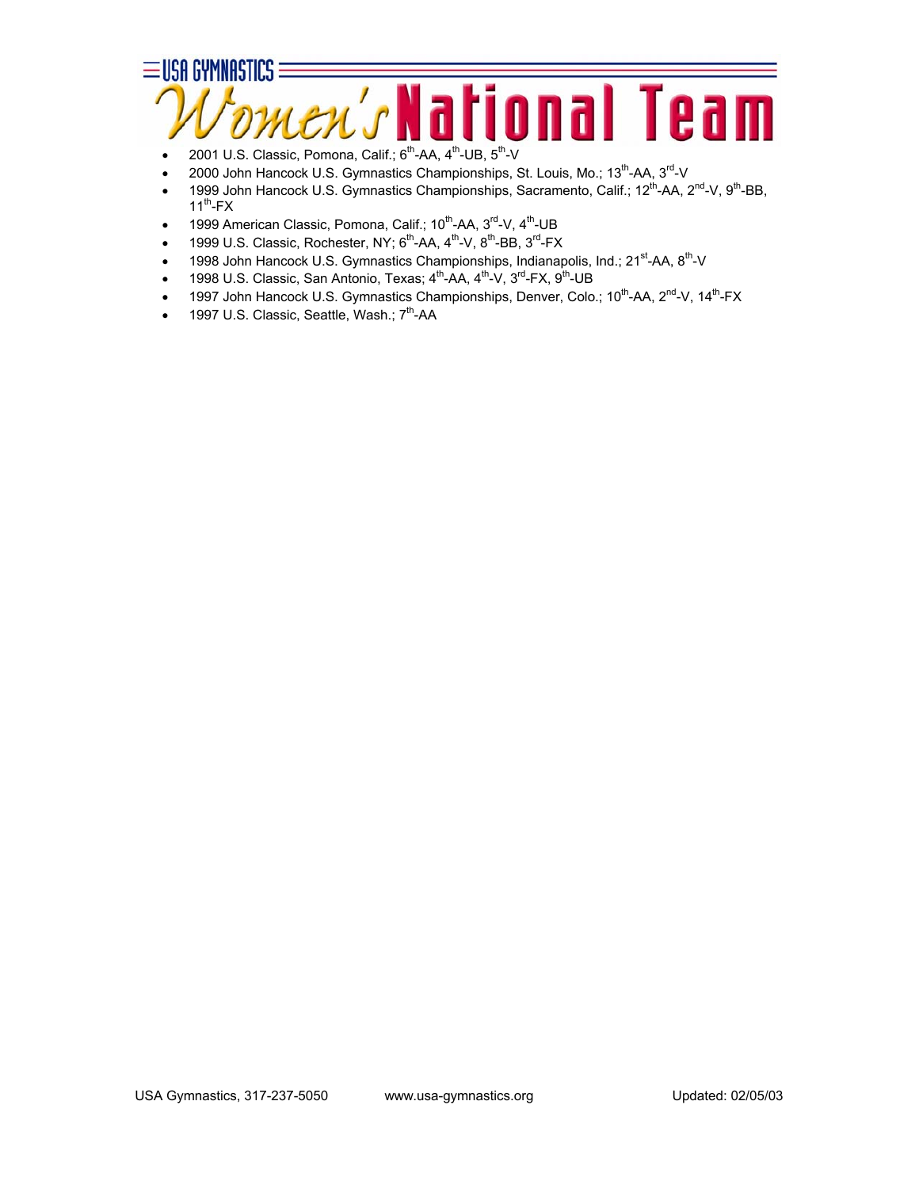- 2001 U.S. Classic, Pomona, Calif.; 6th-AA, 4th-UB, 5th-V
- 2000 John Hancock U.S. Gymnastics Championships, St. Louis, Mo.; 13th-AA, 3rd-V
- 1999 John Hancock U.S. Gymnastics Championships, Sacramento, Calif.; 12th-AA, 2nd-V, 9th-BB, 11th-FX
- 1999 American Classic, Pomona, Calif.; 10th-AA, 3rd-V, 4th-UB
- 1999 U.S. Classic, Rochester, NY; 6th-AA, 4th-V, 8th-BB, 3rd-FX
- 1998 John Hancock U.S. Gymnastics Championships, Indianapolis, Ind.; 21st-AA, 8th-V
- 1998 U.S. Classic, San Antonio, Texas; 4th-AA, 4th-V, 3rd-FX, 9th-UB
- 1997 John Hancock U.S. Gymnastics Championships, Denver, Colo.; 10th-AA, 2nd-V, 14th-FX
- 1997 U.S. Classic, Seattle, Wash.; 7th-AA